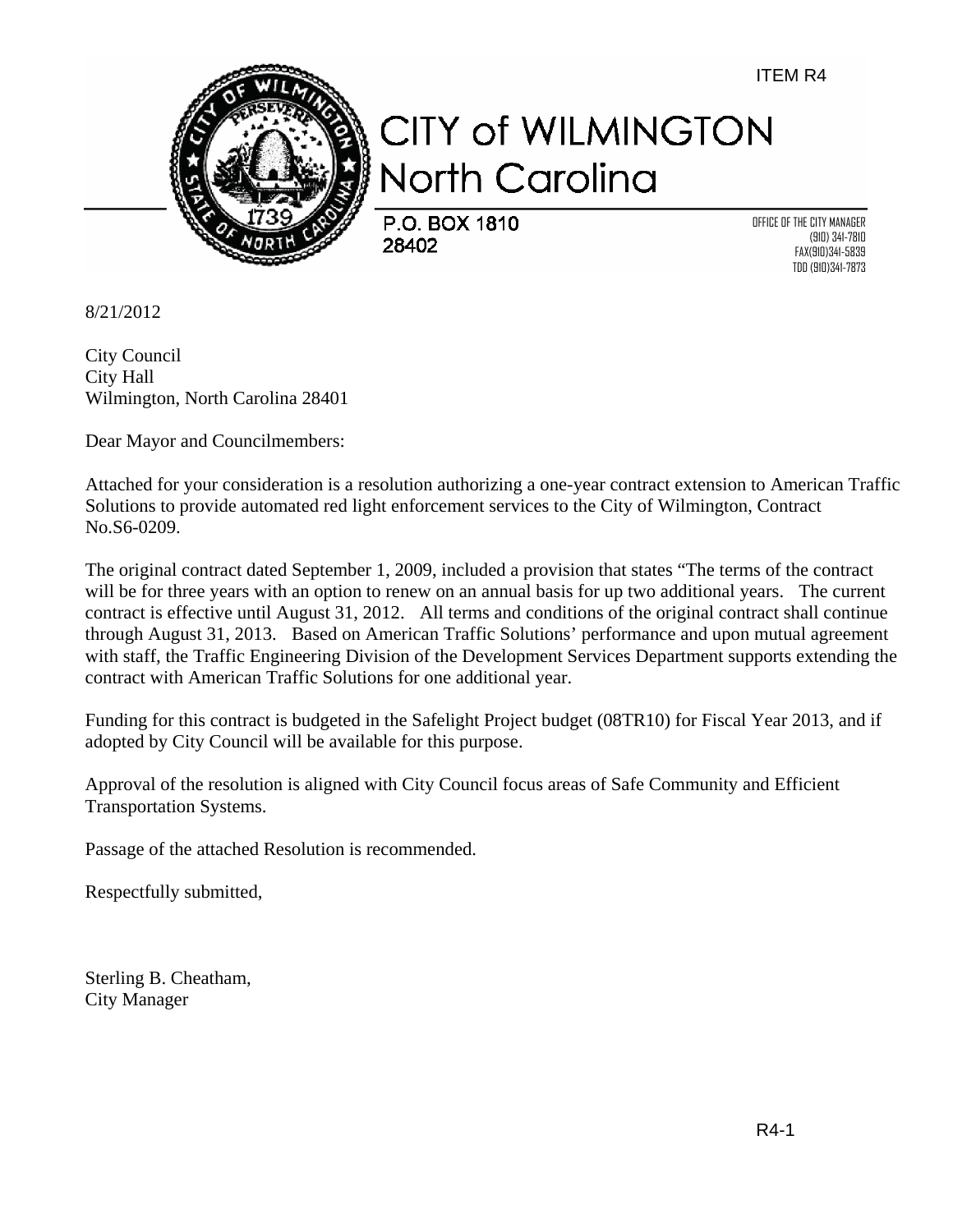ITEM R4

# CITY of WILMINGTON
## North Carolina

P.O. BOX 1810
28402

OFFICE OF THE CITY MANAGER
(910) 341-7810
FAX(910)341-5839
TDD (910)341-7873

8/21/2012

City Council
City Hall
Wilmington, North Carolina 28401

Dear Mayor and Councilmembers:

Attached for your consideration is a resolution authorizing a one-year contract extension to American Traffic Solutions to provide automated red light enforcement services to the City of Wilmington, Contract No.S6-0209.

The original contract dated September 1, 2009, included a provision that states "The terms of the contract will be for three years with an option to renew on an annual basis for up two additional years. The current contract is effective until August 31, 2012. All terms and conditions of the original contract shall continue through August 31, 2013. Based on American Traffic Solutions' performance and upon mutual agreement with staff, the Traffic Engineering Division of the Development Services Department supports extending the contract with American Traffic Solutions for one additional year.

Funding for this contract is budgeted in the Safelight Project budget (08TR10) for Fiscal Year 2013, and if adopted by City Council will be available for this purpose.

Approval of the resolution is aligned with City Council focus areas of Safe Community and Efficient Transportation Systems.

Passage of the attached Resolution is recommended.

Respectfully submitted,

Sterling B. Cheatham,
City Manager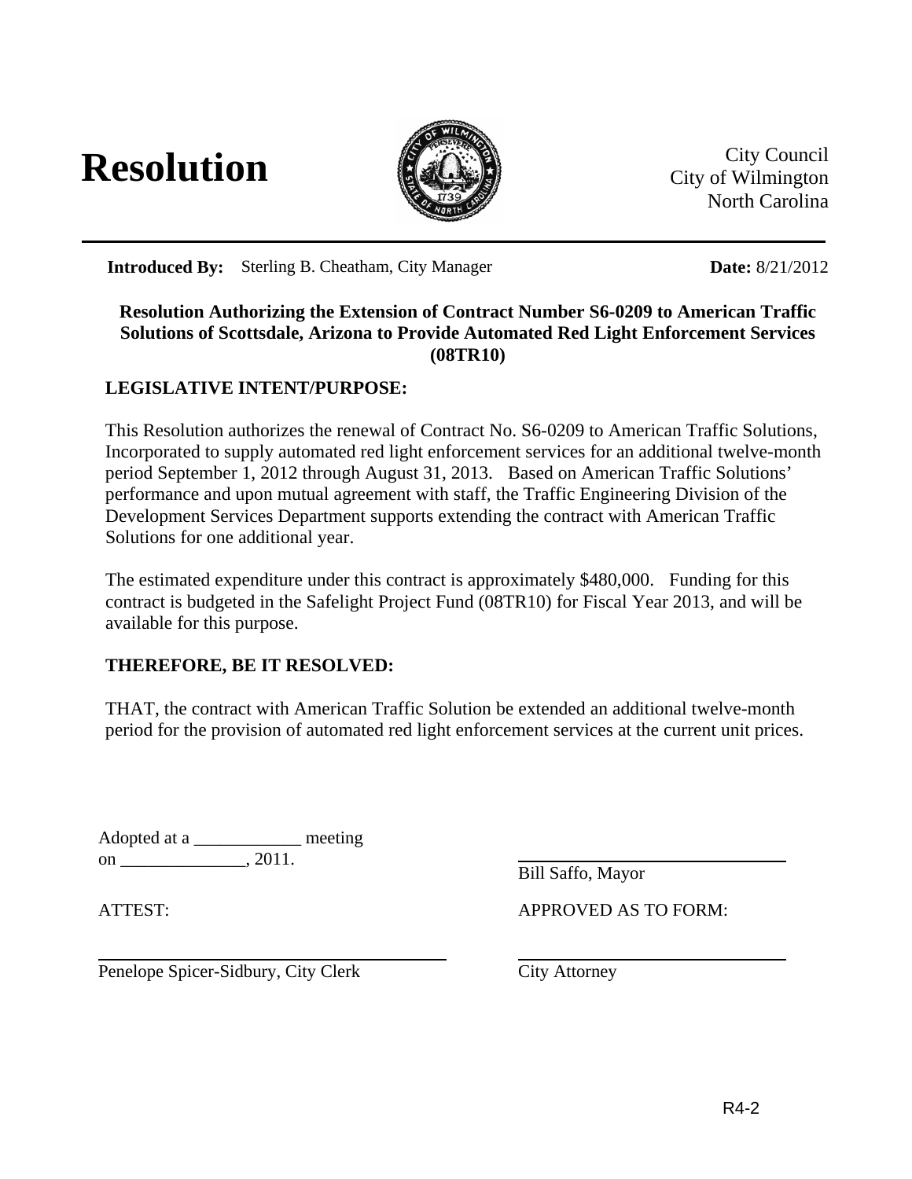# Resolution

City Council
City of Wilmington
North Carolina

**Introduced By:** Sterling B. Cheatham, City Manager **Date:** 8/21/2012

**Resolution Authorizing the Extension of Contract Number S6-0209 to American Traffic Solutions of Scottsdale, Arizona to Provide Automated Red Light Enforcement Services (08TR10)**

## LEGISLATIVE INTENT/PURPOSE:

This Resolution authorizes the renewal of Contract No. S6-0209 to American Traffic Solutions, Incorporated to supply automated red light enforcement services for an additional twelve-month period September 1, 2012 through August 31, 2013. Based on American Traffic Solutions' performance and upon mutual agreement with staff, the Traffic Engineering Division of the Development Services Department supports extending the contract with American Traffic Solutions for one additional year.

The estimated expenditure under this contract is approximately $480,000. Funding for this contract is budgeted in the Safelight Project Fund (08TR10) for Fiscal Year 2013, and will be available for this purpose.

## THEREFORE, BE IT RESOLVED:

THAT, the contract with American Traffic Solution be extended an additional twelve-month period for the provision of automated red light enforcement services at the current unit prices.

Adopted at a ____________ meeting
on ______________, 2011.

Bill Saffo, Mayor

ATTEST:

Penelope Spicer-Sidbury, City Clerk

APPROVED AS TO FORM:

City Attorney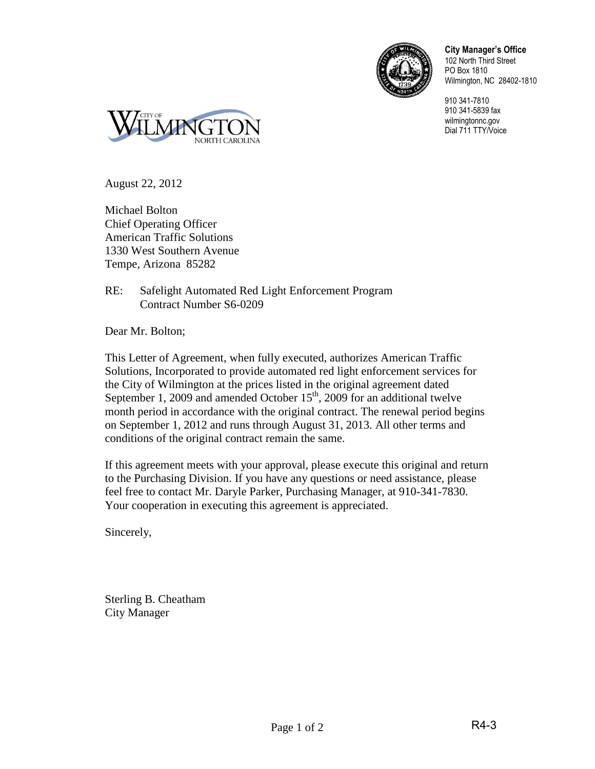**City Manager's Office**
102 North Third Street
PO Box 1810
Wilmington, NC 28402-1810

910 341-7810
910 341-5839 fax
wilmingtonnc.gov
Dial 711 TTY/Voice

CITY OF WILMINGTON NORTH CAROLINA

August 22, 2012

Michael Bolton
Chief Operating Officer
American Traffic Solutions
1330 West Southern Avenue
Tempe, Arizona 85282

RE: Safelight Automated Red Light Enforcement Program
Contract Number S6-0209

Dear Mr. Bolton;

This Letter of Agreement, when fully executed, authorizes American Traffic Solutions, Incorporated to provide automated red light enforcement services for the City of Wilmington at the prices listed in the original agreement dated September 1, 2009 and amended October 15th, 2009 for an additional twelve month period in accordance with the original contract. The renewal period begins on September 1, 2012 and runs through August 31, 2013. All other terms and conditions of the original contract remain the same.

If this agreement meets with your approval, please execute this original and return to the Purchasing Division. If you have any questions or need assistance, please feel free to contact Mr. Daryle Parker, Purchasing Manager, at 910-341-7830. Your cooperation in executing this agreement is appreciated.

Sincerely,

Sterling B. Cheatham
City Manager

R4-3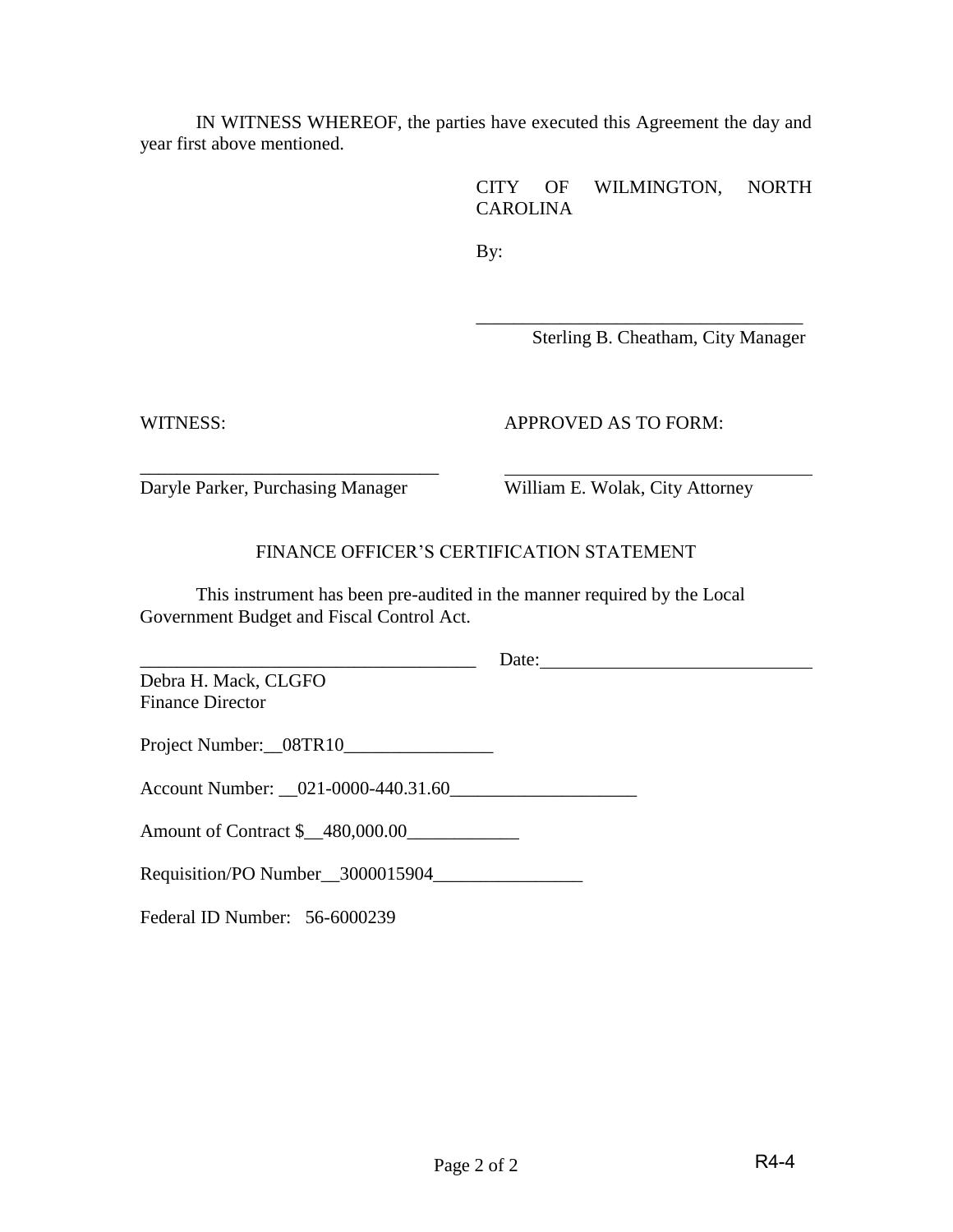IN WITNESS WHEREOF, the parties have executed this Agreement the day and year first above mentioned.

CITY OF WILMINGTON, NORTH CAROLINA

By:

\_\_\_\_\_\_\_\_\_\_\_\_\_\_\_\_\_\_\_\_\_\_\_\_\_\_\_\_\_\_\_\_\_\_\_
Sterling B. Cheatham, City Manager

WITNESS:

\_\_\_\_\_\_\_\_\_\_\_\_\_\_\_\_\_\_\_\_\_\_\_\_\_\_\_\_\_\_\_\_
Daryle Parker, Purchasing Manager

APPROVED AS TO FORM:

\_\_\_\_\_\_\_\_\_\_\_\_\_\_\_\_\_\_\_\_\_\_\_\_\_\_\_\_\_\_\_\_\_
William E. Wolak, City Attorney

FINANCE OFFICER'S CERTIFICATION STATEMENT

This instrument has been pre-audited in the manner required by the Local Government Budget and Fiscal Control Act.

\_\_\_\_\_\_\_\_\_\_\_\_\_\_\_\_\_\_\_\_\_\_\_\_\_\_\_\_\_\_\_\_\_\_\_\_ Date:\_\_\_\_\_\_\_\_\_\_\_\_\_\_\_\_\_\_\_\_\_\_\_\_\_\_\_\_\_\_
Debra H. Mack, CLGFO
Finance Director

Project Number:\_\_08TR10\_\_\_\_\_\_\_\_\_\_\_\_\_\_\_\_

Account Number: \_\_021-0000-440.31.60\_\_\_\_\_\_\_\_\_\_\_\_\_\_\_\_\_\_\_\_

Amount of Contract $\_\_480,000.00\_\_\_\_\_\_\_\_\_\_\_\_

Requisition/PO Number\_\_3000015904\_\_\_\_\_\_\_\_\_\_\_\_\_\_\_\_

Federal ID Number: 56-6000239

R4-4